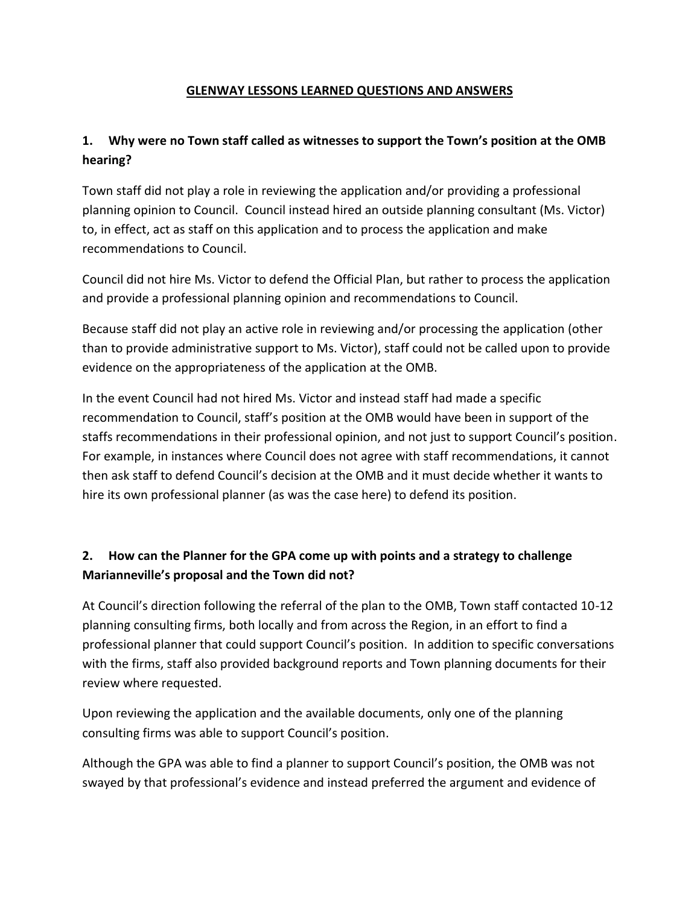# GLENWAY LESSONS LEARNED QUESTIONS AND ANSWERS

## 1. Why were no Town staff called as witnesses to support the Town's position at the OMB hearing?

Town staff did not play a role in reviewing the application and/or providing a professional planning opinion to Council. Council instead hired an outside planning consultant (Ms. Victor) to, in effect, act as staff on this application and to process the application and make recommendations to Council.

Council did not hire Ms. Victor to defend the Official Plan, but rather to process the application and provide a professional planning opinion and recommendations to Council.

Because staff did not play an active role in reviewing and/or processing the application (other than to provide administrative support to Ms. Victor), staff could not be called upon to provide evidence on the appropriateness of the application at the OMB.

In the event Council had not hired Ms. Victor and instead staff had made a specific recommendation to Council, staff's position at the OMB would have been in support of the staffs recommendations in their professional opinion, and not just to support Council's position. For example, in instances where Council does not agree with staff recommendations, it cannot then ask staff to defend Council's decision at the OMB and it must decide whether it wants to hire its own professional planner (as was the case here) to defend its position.

## 2. How can the Planner for the GPA come up with points and a strategy to challenge Marianneville's proposal and the Town did not?

At Council's direction following the referral of the plan to the OMB, Town staff contacted 10-12 planning consulting firms, both locally and from across the Region, in an effort to find a professional planner that could support Council's position. In addition to specific conversations with the firms, staff also provided background reports and Town planning documents for their review where requested.

Upon reviewing the application and the available documents, only one of the planning consulting firms was able to support Council's position.

Although the GPA was able to find a planner to support Council's position, the OMB was not swayed by that professional's evidence and instead preferred the argument and evidence of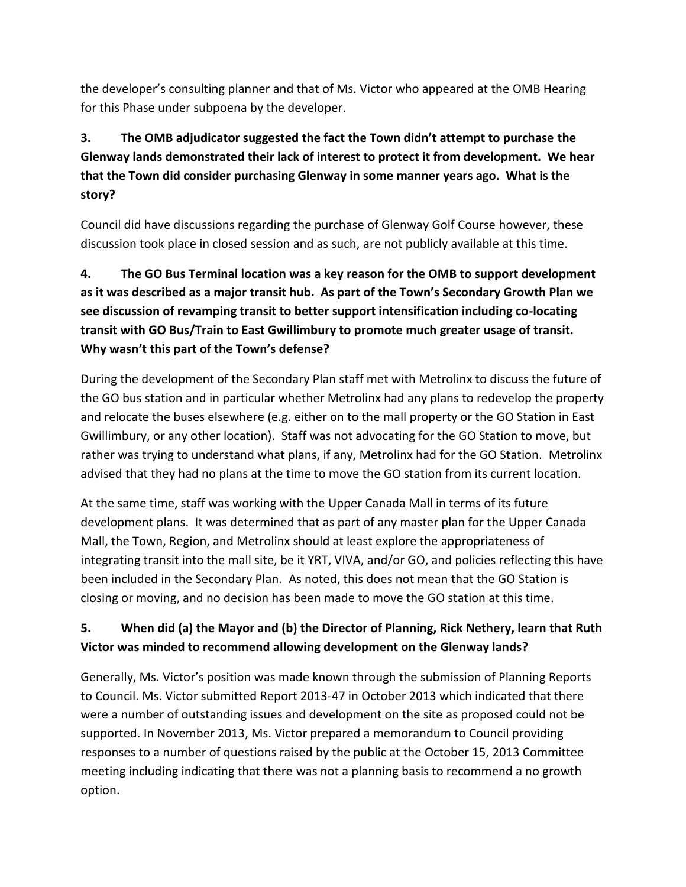the developer's consulting planner and that of Ms. Victor who appeared at the OMB Hearing for this Phase under subpoena by the developer.

**3. The OMB adjudicator suggested the fact the Town didn't attempt to purchase the Glenway lands demonstrated their lack of interest to protect it from development. We hear that the Town did consider purchasing Glenway in some manner years ago. What is the story?**

Council did have discussions regarding the purchase of Glenway Golf Course however, these discussion took place in closed session and as such, are not publicly available at this time.

**4. The GO Bus Terminal location was a key reason for the OMB to support development as it was described as a major transit hub. As part of the Town's Secondary Growth Plan we see discussion of revamping transit to better support intensification including co-locating transit with GO Bus/Train to East Gwillimbury to promote much greater usage of transit. Why wasn't this part of the Town's defense?**

During the development of the Secondary Plan staff met with Metrolinx to discuss the future of the GO bus station and in particular whether Metrolinx had any plans to redevelop the property and relocate the buses elsewhere (e.g. either on to the mall property or the GO Station in East Gwillimbury, or any other location). Staff was not advocating for the GO Station to move, but rather was trying to understand what plans, if any, Metrolinx had for the GO Station. Metrolinx advised that they had no plans at the time to move the GO station from its current location.

At the same time, staff was working with the Upper Canada Mall in terms of its future development plans. It was determined that as part of any master plan for the Upper Canada Mall, the Town, Region, and Metrolinx should at least explore the appropriateness of integrating transit into the mall site, be it YRT, VIVA, and/or GO, and policies reflecting this have been included in the Secondary Plan. As noted, this does not mean that the GO Station is closing or moving, and no decision has been made to move the GO station at this time.

**5. When did (a) the Mayor and (b) the Director of Planning, Rick Nethery, learn that Ruth Victor was minded to recommend allowing development on the Glenway lands?**

Generally, Ms. Victor's position was made known through the submission of Planning Reports to Council. Ms. Victor submitted Report 2013-47 in October 2013 which indicated that there were a number of outstanding issues and development on the site as proposed could not be supported. In November 2013, Ms. Victor prepared a memorandum to Council providing responses to a number of questions raised by the public at the October 15, 2013 Committee meeting including indicating that there was not a planning basis to recommend a no growth option.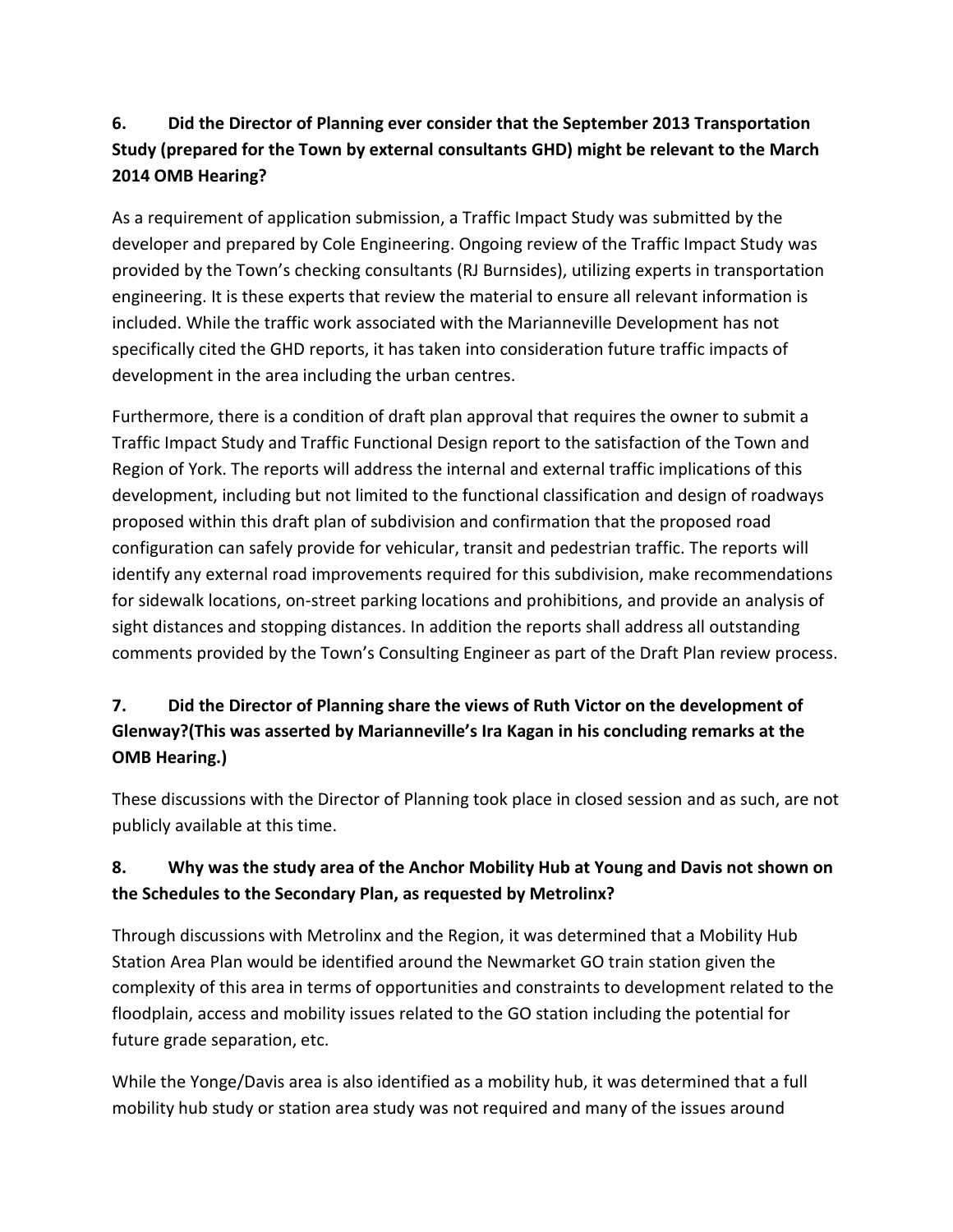**6. Did the Director of Planning ever consider that the September 2013 Transportation Study (prepared for the Town by external consultants GHD) might be relevant to the March 2014 OMB Hearing?**

As a requirement of application submission, a Traffic Impact Study was submitted by the developer and prepared by Cole Engineering. Ongoing review of the Traffic Impact Study was provided by the Town's checking consultants (RJ Burnsides), utilizing experts in transportation engineering. It is these experts that review the material to ensure all relevant information is included. While the traffic work associated with the Marianneville Development has not specifically cited the GHD reports, it has taken into consideration future traffic impacts of development in the area including the urban centres.

Furthermore, there is a condition of draft plan approval that requires the owner to submit a Traffic Impact Study and Traffic Functional Design report to the satisfaction of the Town and Region of York. The reports will address the internal and external traffic implications of this development, including but not limited to the functional classification and design of roadways proposed within this draft plan of subdivision and confirmation that the proposed road configuration can safely provide for vehicular, transit and pedestrian traffic. The reports will identify any external road improvements required for this subdivision, make recommendations for sidewalk locations, on-street parking locations and prohibitions, and provide an analysis of sight distances and stopping distances. In addition the reports shall address all outstanding comments provided by the Town's Consulting Engineer as part of the Draft Plan review process.

**7. Did the Director of Planning share the views of Ruth Victor on the development of Glenway?(This was asserted by Marianneville's Ira Kagan in his concluding remarks at the OMB Hearing.)**

These discussions with the Director of Planning took place in closed session and as such, are not publicly available at this time.

**8. Why was the study area of the Anchor Mobility Hub at Young and Davis not shown on the Schedules to the Secondary Plan, as requested by Metrolinx?**

Through discussions with Metrolinx and the Region, it was determined that a Mobility Hub Station Area Plan would be identified around the Newmarket GO train station given the complexity of this area in terms of opportunities and constraints to development related to the floodplain, access and mobility issues related to the GO station including the potential for future grade separation, etc.

While the Yonge/Davis area is also identified as a mobility hub, it was determined that a full mobility hub study or station area study was not required and many of the issues around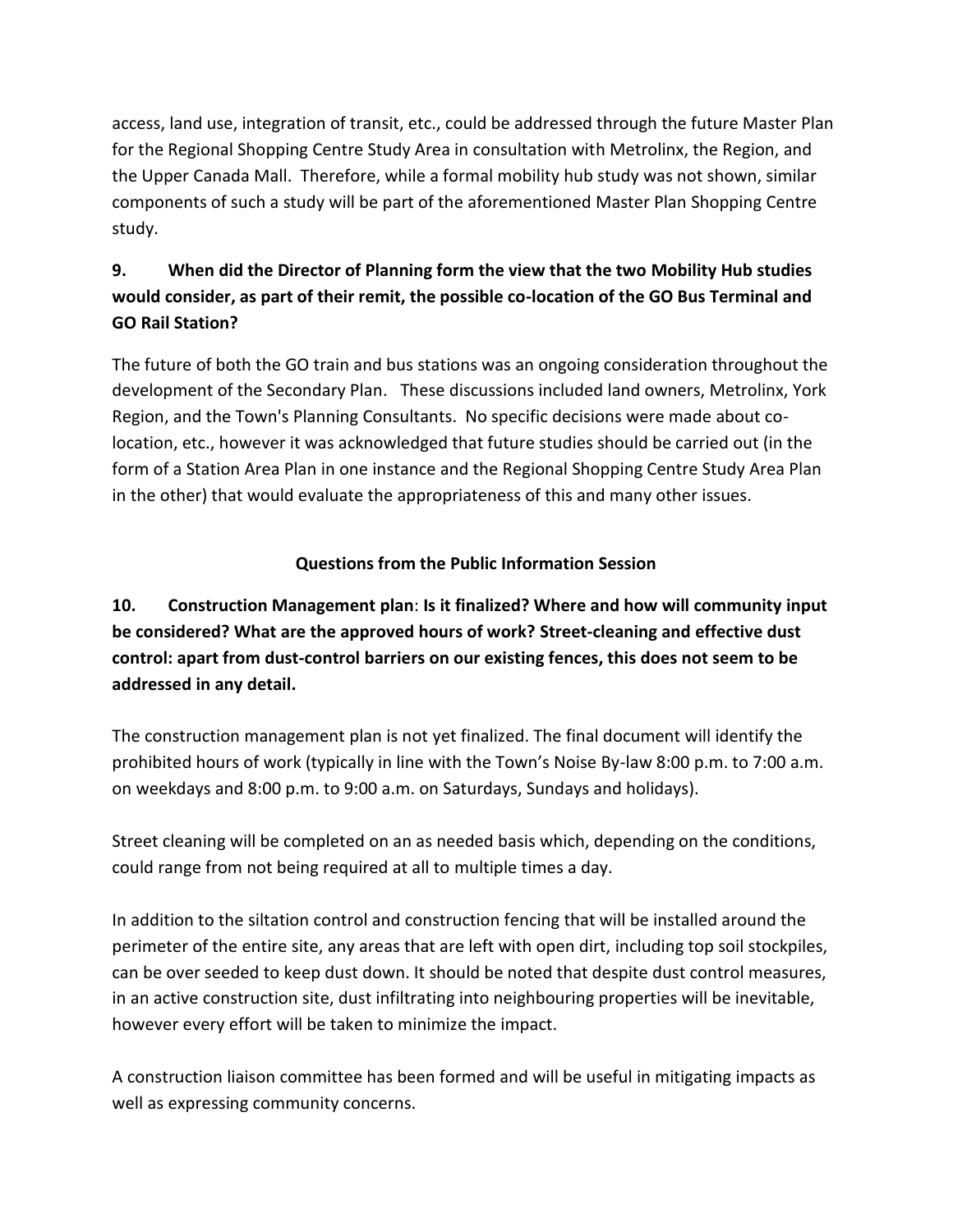access, land use, integration of transit, etc., could be addressed through the future Master Plan for the Regional Shopping Centre Study Area in consultation with Metrolinx, the Region, and the Upper Canada Mall. Therefore, while a formal mobility hub study was not shown, similar components of such a study will be part of the aforementioned Master Plan Shopping Centre study.

**9. When did the Director of Planning form the view that the two Mobility Hub studies would consider, as part of their remit, the possible co-location of the GO Bus Terminal and GO Rail Station?**

The future of both the GO train and bus stations was an ongoing consideration throughout the development of the Secondary Plan. These discussions included land owners, Metrolinx, York Region, and the Town's Planning Consultants. No specific decisions were made about co-location, etc., however it was acknowledged that future studies should be carried out (in the form of a Station Area Plan in one instance and the Regional Shopping Centre Study Area Plan in the other) that would evaluate the appropriateness of this and many other issues.

## Questions from the Public Information Session

**10. Construction Management plan: Is it finalized? Where and how will community input be considered? What are the approved hours of work? Street-cleaning and effective dust control: apart from dust-control barriers on our existing fences, this does not seem to be addressed in any detail.**

The construction management plan is not yet finalized. The final document will identify the prohibited hours of work (typically in line with the Town's Noise By-law 8:00 p.m. to 7:00 a.m. on weekdays and 8:00 p.m. to 9:00 a.m. on Saturdays, Sundays and holidays).

Street cleaning will be completed on an as needed basis which, depending on the conditions, could range from not being required at all to multiple times a day.

In addition to the siltation control and construction fencing that will be installed around the perimeter of the entire site, any areas that are left with open dirt, including top soil stockpiles, can be over seeded to keep dust down. It should be noted that despite dust control measures, in an active construction site, dust infiltrating into neighbouring properties will be inevitable, however every effort will be taken to minimize the impact.

A construction liaison committee has been formed and will be useful in mitigating impacts as well as expressing community concerns.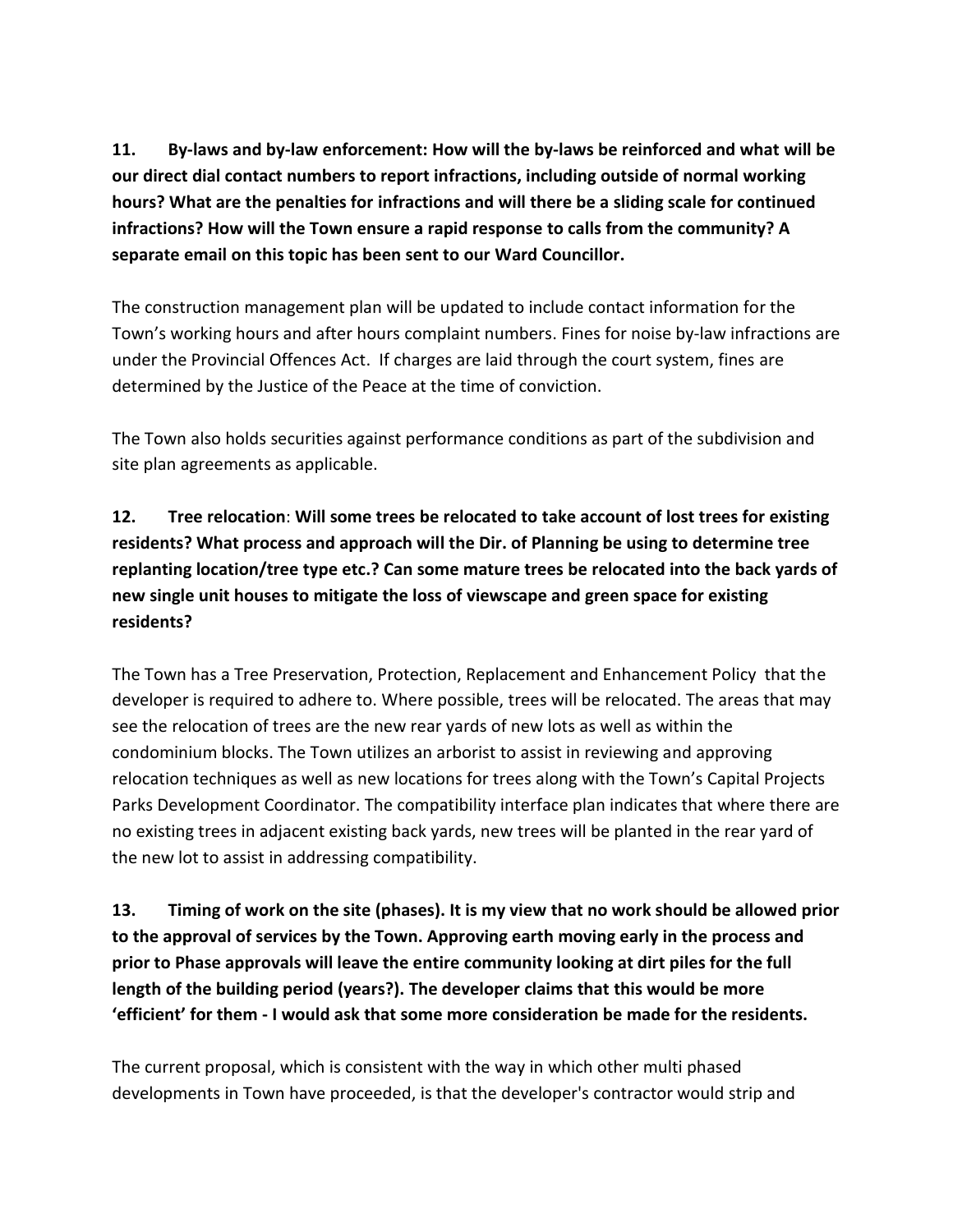**11. By-laws and by-law enforcement: How will the by-laws be reinforced and what will be our direct dial contact numbers to report infractions, including outside of normal working hours? What are the penalties for infractions and will there be a sliding scale for continued infractions? How will the Town ensure a rapid response to calls from the community? A separate email on this topic has been sent to our Ward Councillor.**

The construction management plan will be updated to include contact information for the Town's working hours and after hours complaint numbers. Fines for noise by-law infractions are under the Provincial Offences Act. If charges are laid through the court system, fines are determined by the Justice of the Peace at the time of conviction.

The Town also holds securities against performance conditions as part of the subdivision and site plan agreements as applicable.

**12. Tree relocation: Will some trees be relocated to take account of lost trees for existing residents? What process and approach will the Dir. of Planning be using to determine tree replanting location/tree type etc.? Can some mature trees be relocated into the back yards of new single unit houses to mitigate the loss of viewscape and green space for existing residents?**

The Town has a Tree Preservation, Protection, Replacement and Enhancement Policy that the developer is required to adhere to. Where possible, trees will be relocated. The areas that may see the relocation of trees are the new rear yards of new lots as well as within the condominium blocks. The Town utilizes an arborist to assist in reviewing and approving relocation techniques as well as new locations for trees along with the Town's Capital Projects Parks Development Coordinator. The compatibility interface plan indicates that where there are no existing trees in adjacent existing back yards, new trees will be planted in the rear yard of the new lot to assist in addressing compatibility.

**13. Timing of work on the site (phases). It is my view that no work should be allowed prior to the approval of services by the Town. Approving earth moving early in the process and prior to Phase approvals will leave the entire community looking at dirt piles for the full length of the building period (years?). The developer claims that this would be more 'efficient' for them - I would ask that some more consideration be made for the residents.**

The current proposal, which is consistent with the way in which other multi phased developments in Town have proceeded, is that the developer's contractor would strip and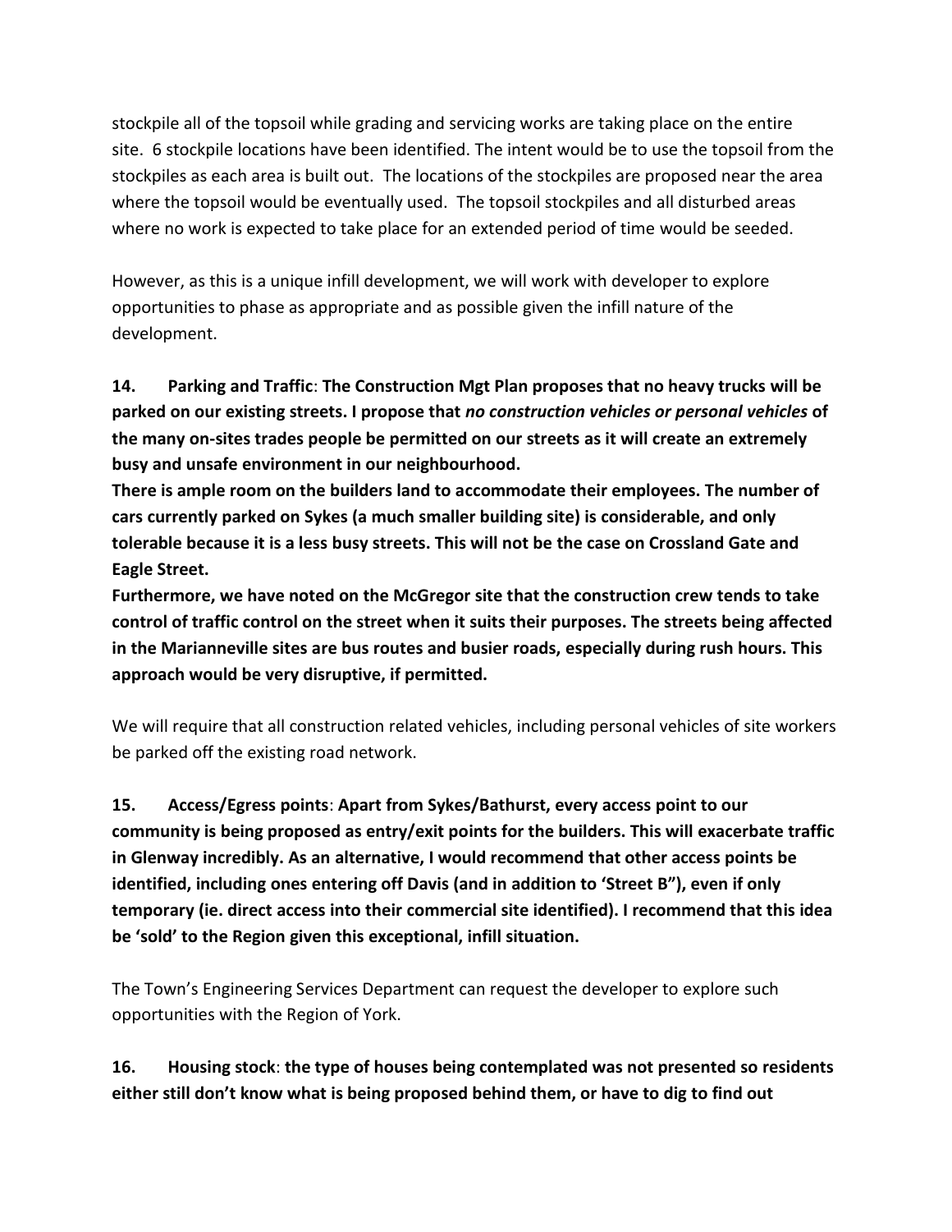stockpile all of the topsoil while grading and servicing works are taking place on the entire site. 6 stockpile locations have been identified. The intent would be to use the topsoil from the stockpiles as each area is built out. The locations of the stockpiles are proposed near the area where the topsoil would be eventually used. The topsoil stockpiles and all disturbed areas where no work is expected to take place for an extended period of time would be seeded.

However, as this is a unique infill development, we will work with developer to explore opportunities to phase as appropriate and as possible given the infill nature of the development.

**14. Parking and Traffic**: **The Construction Mgt Plan proposes that no heavy trucks will be parked on our existing streets. I propose that *no construction vehicles or personal vehicles* of the many on-sites trades people be permitted on our streets as it will create an extremely busy and unsafe environment in our neighbourhood.**

**There is ample room on the builders land to accommodate their employees. The number of cars currently parked on Sykes (a much smaller building site) is considerable, and only tolerable because it is a less busy streets. This will not be the case on Crossland Gate and Eagle Street.**

**Furthermore, we have noted on the McGregor site that the construction crew tends to take control of traffic control on the street when it suits their purposes. The streets being affected in the Marianneville sites are bus routes and busier roads, especially during rush hours. This approach would be very disruptive, if permitted.**

We will require that all construction related vehicles, including personal vehicles of site workers be parked off the existing road network.

**15. Access/Egress points**: **Apart from Sykes/Bathurst, every access point to our community is being proposed as entry/exit points for the builders. This will exacerbate traffic in Glenway incredibly. As an alternative, I would recommend that other access points be identified, including ones entering off Davis (and in addition to 'Street B"), even if only temporary (ie. direct access into their commercial site identified). I recommend that this idea be 'sold' to the Region given this exceptional, infill situation.**

The Town's Engineering Services Department can request the developer to explore such opportunities with the Region of York.

**16. Housing stock**: **the type of houses being contemplated was not presented so residents either still don't know what is being proposed behind them, or have to dig to find out**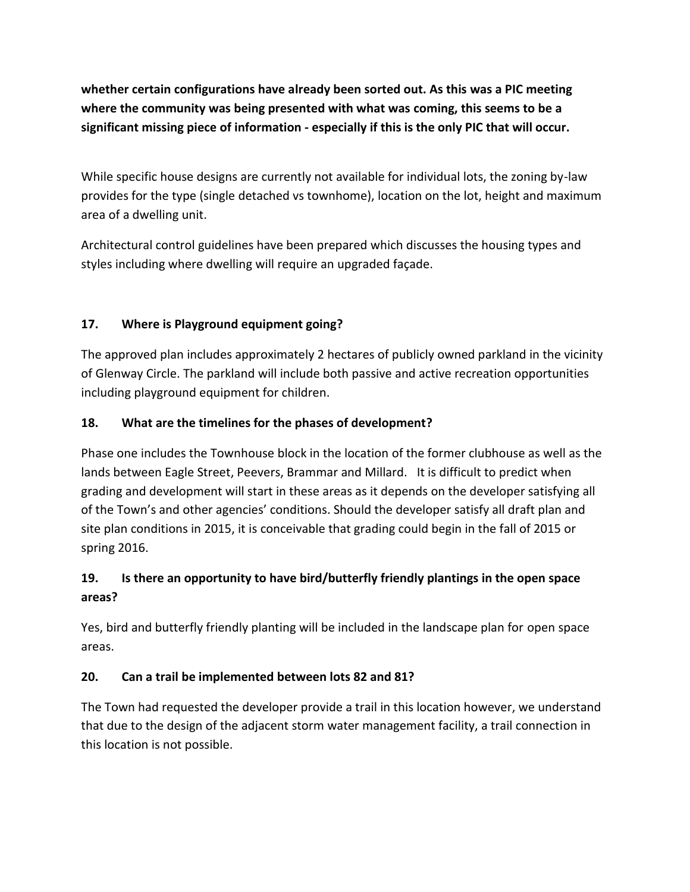**whether certain configurations have already been sorted out. As this was a PIC meeting where the community was being presented with what was coming, this seems to be a significant missing piece of information - especially if this is the only PIC that will occur.**

While specific house designs are currently not available for individual lots, the zoning by-law provides for the type (single detached vs townhome), location on the lot, height and maximum area of a dwelling unit.

Architectural control guidelines have been prepared which discusses the housing types and styles including where dwelling will require an upgraded façade.

**17. Where is Playground equipment going?**

The approved plan includes approximately 2 hectares of publicly owned parkland in the vicinity of Glenway Circle. The parkland will include both passive and active recreation opportunities including playground equipment for children.

**18. What are the timelines for the phases of development?**

Phase one includes the Townhouse block in the location of the former clubhouse as well as the lands between Eagle Street, Peevers, Brammar and Millard. It is difficult to predict when grading and development will start in these areas as it depends on the developer satisfying all of the Town's and other agencies' conditions. Should the developer satisfy all draft plan and site plan conditions in 2015, it is conceivable that grading could begin in the fall of 2015 or spring 2016.

**19. Is there an opportunity to have bird/butterfly friendly plantings in the open space areas?**

Yes, bird and butterfly friendly planting will be included in the landscape plan for open space areas.

**20. Can a trail be implemented between lots 82 and 81?**

The Town had requested the developer provide a trail in this location however, we understand that due to the design of the adjacent storm water management facility, a trail connection in this location is not possible.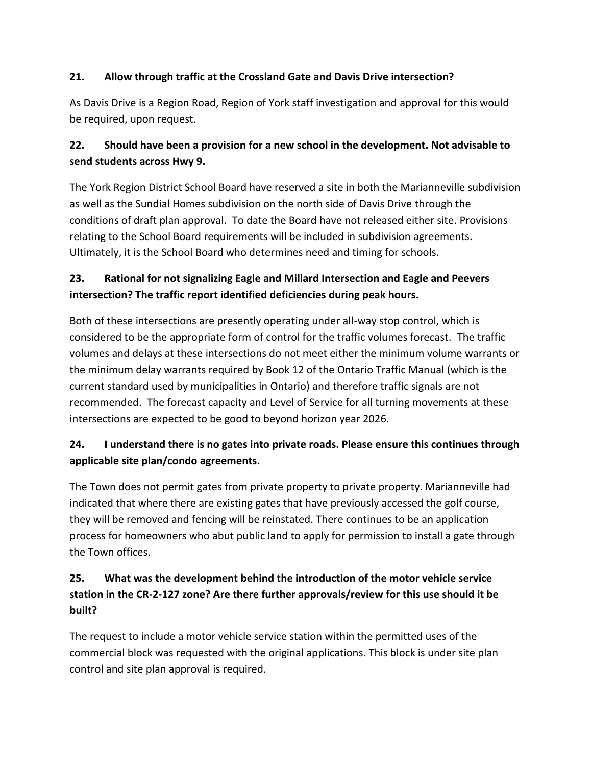**21. Allow through traffic at the Crossland Gate and Davis Drive intersection?**

As Davis Drive is a Region Road, Region of York staff investigation and approval for this would be required, upon request.

**22. Should have been a provision for a new school in the development. Not advisable to send students across Hwy 9.**

The York Region District School Board have reserved a site in both the Marianneville subdivision as well as the Sundial Homes subdivision on the north side of Davis Drive through the conditions of draft plan approval. To date the Board have not released either site. Provisions relating to the School Board requirements will be included in subdivision agreements. Ultimately, it is the School Board who determines need and timing for schools.

**23. Rational for not signalizing Eagle and Millard Intersection and Eagle and Peevers intersection? The traffic report identified deficiencies during peak hours.**

Both of these intersections are presently operating under all-way stop control, which is considered to be the appropriate form of control for the traffic volumes forecast. The traffic volumes and delays at these intersections do not meet either the minimum volume warrants or the minimum delay warrants required by Book 12 of the Ontario Traffic Manual (which is the current standard used by municipalities in Ontario) and therefore traffic signals are not recommended. The forecast capacity and Level of Service for all turning movements at these intersections are expected to be good to beyond horizon year 2026.

**24. I understand there is no gates into private roads. Please ensure this continues through applicable site plan/condo agreements.**

The Town does not permit gates from private property to private property. Marianneville had indicated that where there are existing gates that have previously accessed the golf course, they will be removed and fencing will be reinstated. There continues to be an application process for homeowners who abut public land to apply for permission to install a gate through the Town offices.

**25. What was the development behind the introduction of the motor vehicle service station in the CR-2-127 zone? Are there further approvals/review for this use should it be built?**

The request to include a motor vehicle service station within the permitted uses of the commercial block was requested with the original applications. This block is under site plan control and site plan approval is required.